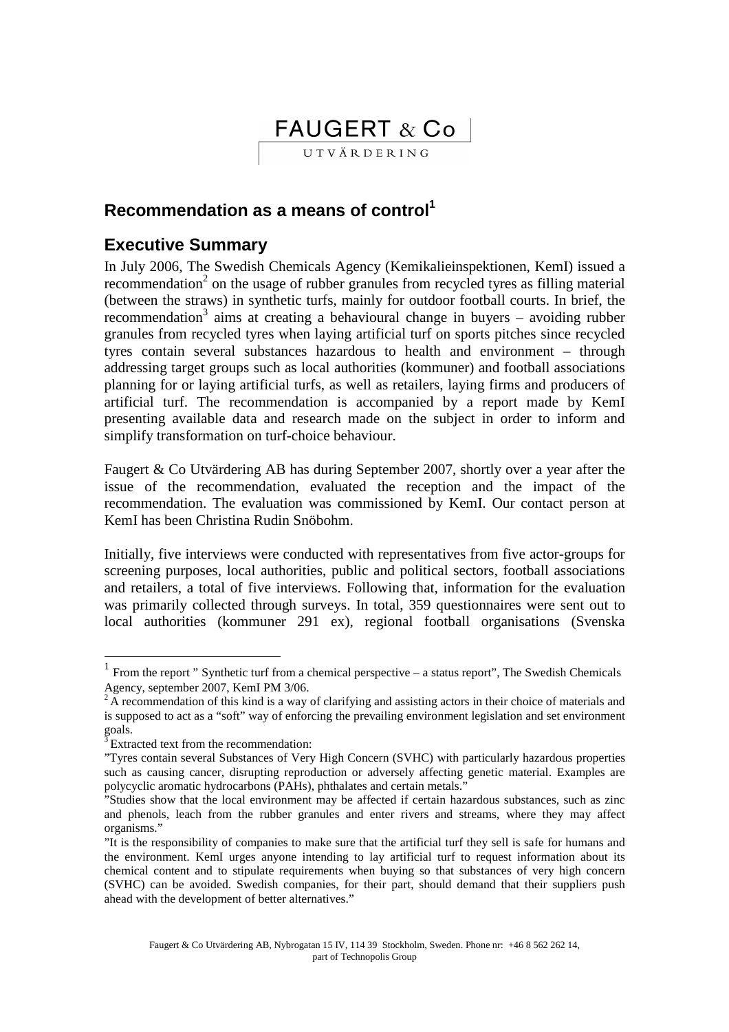FAUGERT & Co

UTVÄRDERING

## Recommendation as a means of control[1]

## Executive Summary

In July 2006, The Swedish Chemicals Agency (Kemikalieinspektionen, KemI) issued a recommendation[2] on the usage of rubber granules from recycled tyres as filling material (between the straws) in synthetic turfs, mainly for outdoor football courts. In brief, the recommendation[3] aims at creating a behavioural change in buyers – avoiding rubber granules from recycled tyres when laying artificial turf on sports pitches since recycled tyres contain several substances hazardous to health and environment – through addressing target groups such as local authorities (kommuner) and football associations planning for or laying artificial turfs, as well as retailers, laying firms and producers of artificial turf. The recommendation is accompanied by a report made by KemI presenting available data and research made on the subject in order to inform and simplify transformation on turf-choice behaviour.

Faugert & Co Utvärdering AB has during September 2007, shortly over a year after the issue of the recommendation, evaluated the reception and the impact of the recommendation. The evaluation was commissioned by KemI. Our contact person at KemI has been Christina Rudin Snöbohm.

Initially, five interviews were conducted with representatives from five actor-groups for screening purposes, local authorities, public and political sectors, football associations and retailers, a total of five interviews. Following that, information for the evaluation was primarily collected through surveys. In total, 359 questionnaires were sent out to local authorities (kommuner 291 ex), regional football organisations (Svenska

---

[1] From the report " Synthetic turf from a chemical perspective – a status report", The Swedish Chemicals Agency, september 2007, KemI PM 3/06.

[2] A recommendation of this kind is a way of clarifying and assisting actors in their choice of materials and is supposed to act as a "soft" way of enforcing the prevailing environment legislation and set environment goals.

[3] Extracted text from the recommendation:

"Tyres contain several Substances of Very High Concern (SVHC) with particularly hazardous properties such as causing cancer, disrupting reproduction or adversely affecting genetic material. Examples are polycyclic aromatic hydrocarbons (PAHs), phthalates and certain metals."

"Studies show that the local environment may be affected if certain hazardous substances, such as zinc and phenols, leach from the rubber granules and enter rivers and streams, where they may affect organisms."

"It is the responsibility of companies to make sure that the artificial turf they sell is safe for humans and the environment. KemI urges anyone intending to lay artificial turf to request information about its chemical content and to stipulate requirements when buying so that substances of very high concern (SVHC) can be avoided. Swedish companies, for their part, should demand that their suppliers push ahead with the development of better alternatives."

Faugert & Co Utvärdering AB, Nybrogatan 15 IV, 114 39 Stockholm, Sweden. Phone nr: +46 8 562 262 14, part of Technopolis Group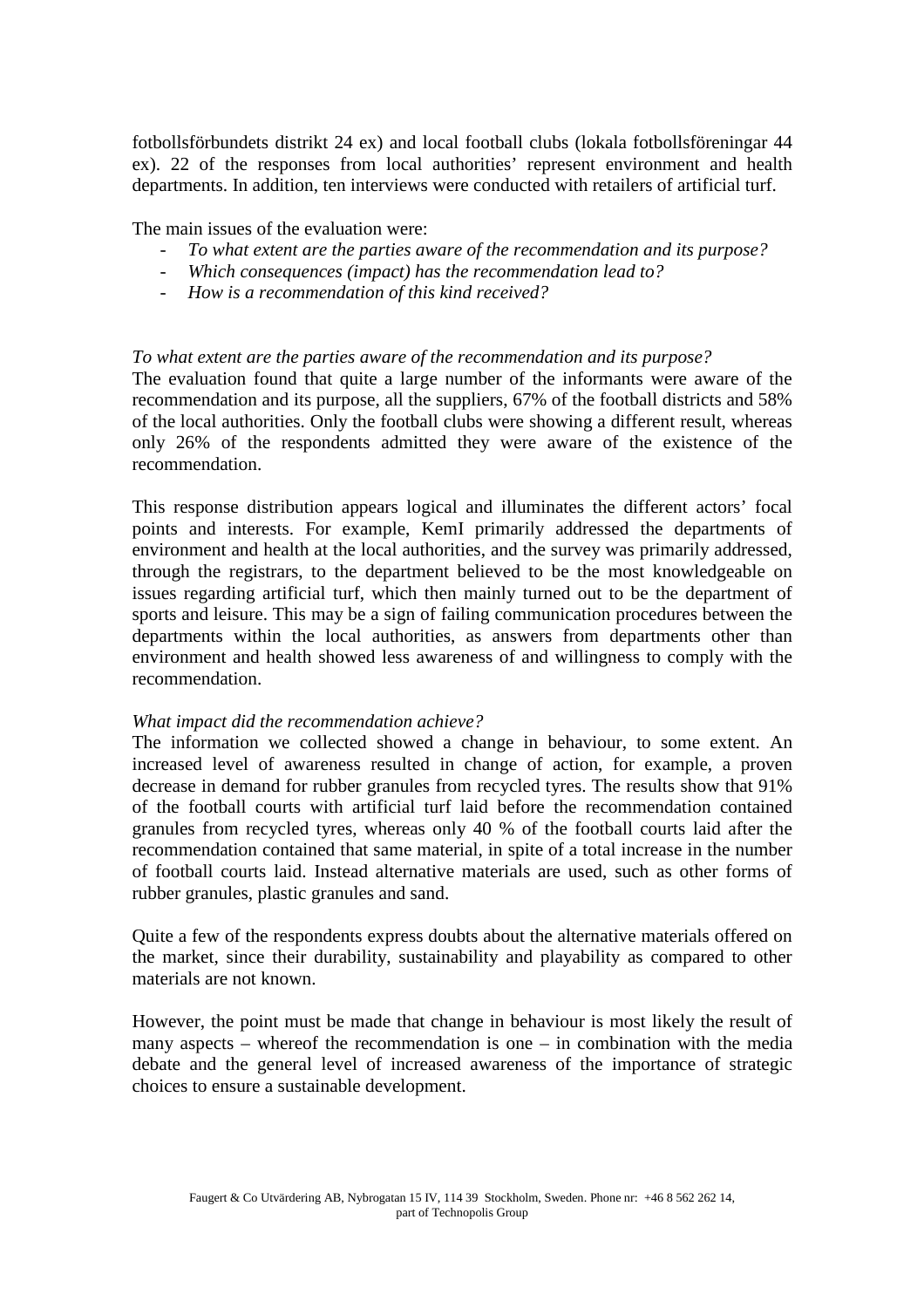fotbollsförbundets distrikt 24 ex) and local football clubs (lokala fotbollsföreningar 44 ex). 22 of the responses from local authorities' represent environment and health departments. In addition, ten interviews were conducted with retailers of artificial turf.

The main issues of the evaluation were:

- *To what extent are the parties aware of the recommendation and its purpose?*
- *Which consequences (impact) has the recommendation lead to?*
- *How is a recommendation of this kind received?*

*To what extent are the parties aware of the recommendation and its purpose?*
The evaluation found that quite a large number of the informants were aware of the recommendation and its purpose, all the suppliers, 67% of the football districts and 58% of the local authorities. Only the football clubs were showing a different result, whereas only 26% of the respondents admitted they were aware of the existence of the recommendation.

This response distribution appears logical and illuminates the different actors' focal points and interests. For example, KemI primarily addressed the departments of environment and health at the local authorities, and the survey was primarily addressed, through the registrars, to the department believed to be the most knowledgeable on issues regarding artificial turf, which then mainly turned out to be the department of sports and leisure. This may be a sign of failing communication procedures between the departments within the local authorities, as answers from departments other than environment and health showed less awareness of and willingness to comply with the recommendation.

*What impact did the recommendation achieve?*
The information we collected showed a change in behaviour, to some extent. An increased level of awareness resulted in change of action, for example, a proven decrease in demand for rubber granules from recycled tyres. The results show that 91% of the football courts with artificial turf laid before the recommendation contained granules from recycled tyres, whereas only 40 % of the football courts laid after the recommendation contained that same material, in spite of a total increase in the number of football courts laid. Instead alternative materials are used, such as other forms of rubber granules, plastic granules and sand.

Quite a few of the respondents express doubts about the alternative materials offered on the market, since their durability, sustainability and playability as compared to other materials are not known.

However, the point must be made that change in behaviour is most likely the result of many aspects – whereof the recommendation is one – in combination with the media debate and the general level of increased awareness of the importance of strategic choices to ensure a sustainable development.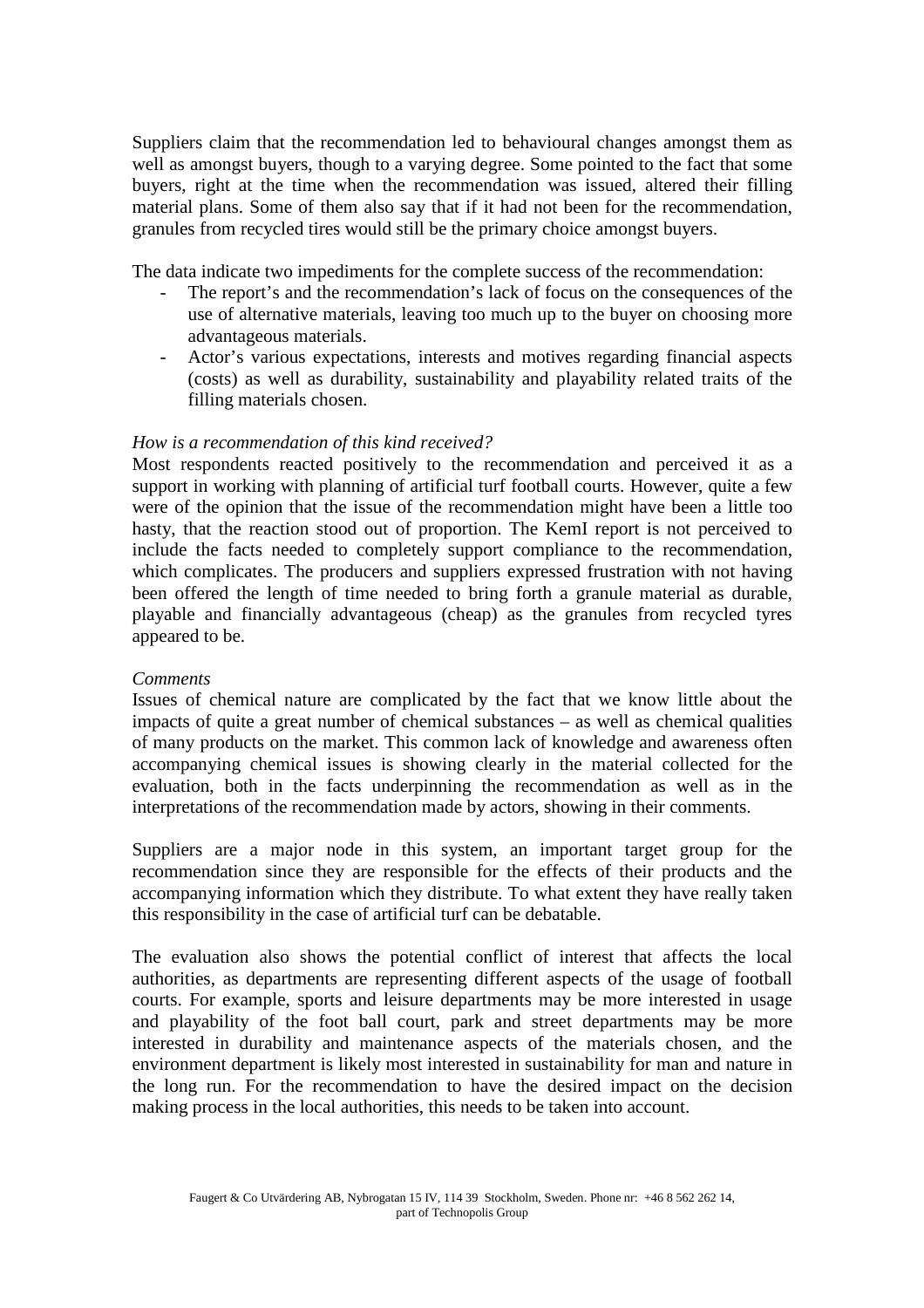Suppliers claim that the recommendation led to behavioural changes amongst them as well as amongst buyers, though to a varying degree. Some pointed to the fact that some buyers, right at the time when the recommendation was issued, altered their filling material plans. Some of them also say that if it had not been for the recommendation, granules from recycled tires would still be the primary choice amongst buyers.

The data indicate two impediments for the complete success of the recommendation:

- The report's and the recommendation's lack of focus on the consequences of the use of alternative materials, leaving too much up to the buyer on choosing more advantageous materials.
- Actor's various expectations, interests and motives regarding financial aspects (costs) as well as durability, sustainability and playability related traits of the filling materials chosen.

*How is a recommendation of this kind received?*

Most respondents reacted positively to the recommendation and perceived it as a support in working with planning of artificial turf football courts. However, quite a few were of the opinion that the issue of the recommendation might have been a little too hasty, that the reaction stood out of proportion. The KemI report is not perceived to include the facts needed to completely support compliance to the recommendation, which complicates. The producers and suppliers expressed frustration with not having been offered the length of time needed to bring forth a granule material as durable, playable and financially advantageous (cheap) as the granules from recycled tyres appeared to be.

*Comments*

Issues of chemical nature are complicated by the fact that we know little about the impacts of quite a great number of chemical substances – as well as chemical qualities of many products on the market. This common lack of knowledge and awareness often accompanying chemical issues is showing clearly in the material collected for the evaluation, both in the facts underpinning the recommendation as well as in the interpretations of the recommendation made by actors, showing in their comments.

Suppliers are a major node in this system, an important target group for the recommendation since they are responsible for the effects of their products and the accompanying information which they distribute. To what extent they have really taken this responsibility in the case of artificial turf can be debatable.

The evaluation also shows the potential conflict of interest that affects the local authorities, as departments are representing different aspects of the usage of football courts. For example, sports and leisure departments may be more interested in usage and playability of the foot ball court, park and street departments may be more interested in durability and maintenance aspects of the materials chosen, and the environment department is likely most interested in sustainability for man and nature in the long run. For the recommendation to have the desired impact on the decision making process in the local authorities, this needs to be taken into account.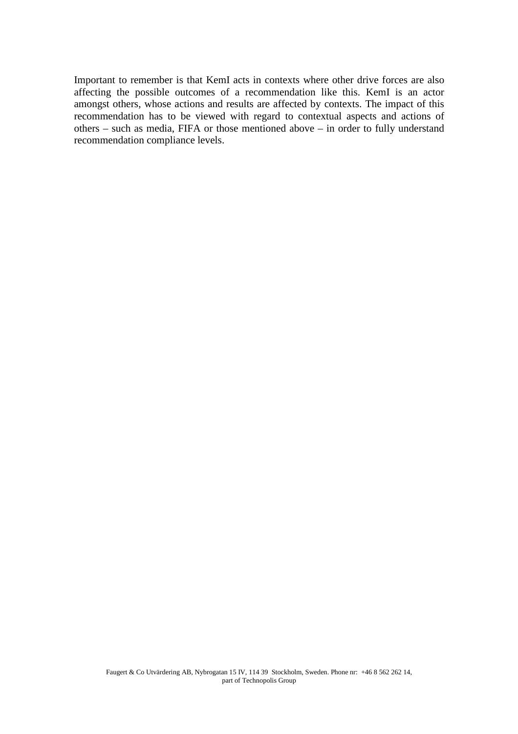Important to remember is that KemI acts in contexts where other drive forces are also affecting the possible outcomes of a recommendation like this. KemI is an actor amongst others, whose actions and results are affected by contexts. The impact of this recommendation has to be viewed with regard to contextual aspects and actions of others – such as media, FIFA or those mentioned above – in order to fully understand recommendation compliance levels.